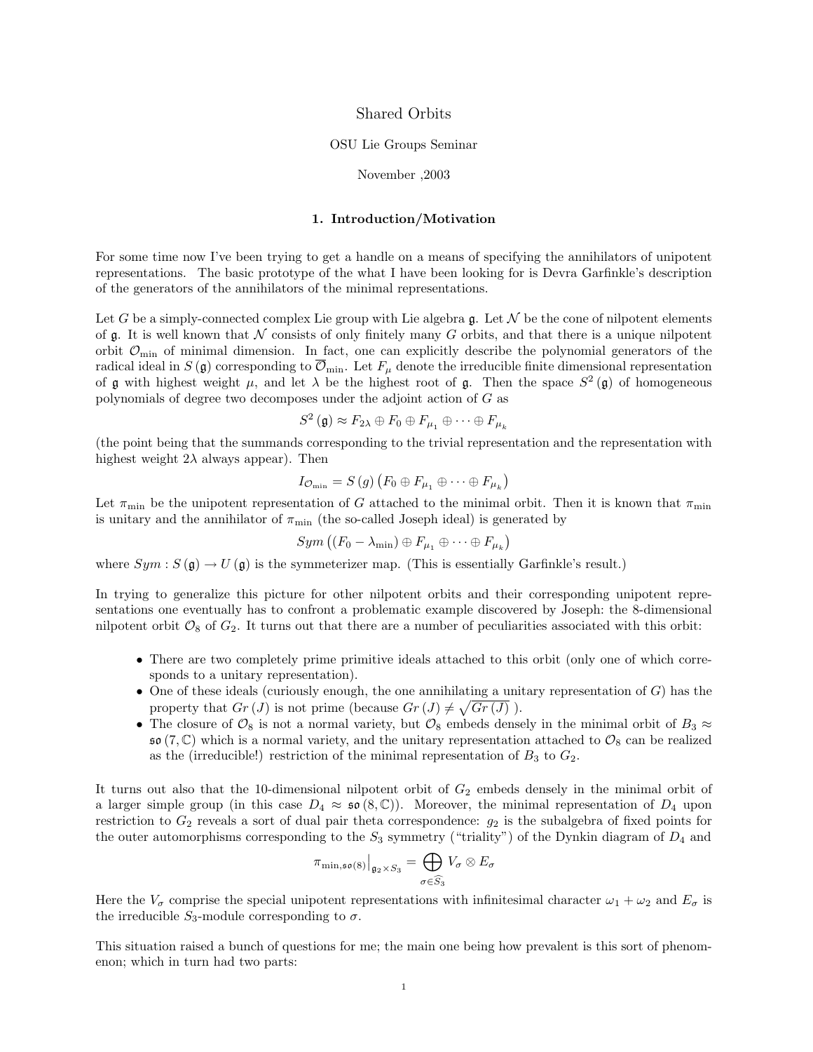# Shared Orbits

OSU Lie Groups Seminar

November ,2003

## 1. Introduction/Motivation

For some time now I've been trying to get a handle on a means of specifying the annihilators of unipotent representations. The basic prototype of the what I have been looking for is Devra Garfinkle's description of the generators of the annihilators of the minimal representations.

Let $G$ be a simply-connected complex Lie group with Lie algebra $\mathfrak{g}$. Let $\mathcal{N}$ be the cone of nilpotent elements of $\mathfrak{g}$. It is well known that $\mathcal{N}$ consists of only finitely many $G$ orbits, and that there is a unique nilpotent orbit $\mathcal{O}_{\min}$ of minimal dimension. In fact, one can explicitly describe the polynomial generators of the radical ideal in $S(\mathfrak{g})$ corresponding to $\overline{\mathcal{O}}_{\min}$. Let $F_\mu$ denote the irreducible finite dimensional representation of $\mathfrak{g}$ with highest weight $\mu$, and let $\lambda$ be the highest root of $\mathfrak{g}$. Then the space $S^2(\mathfrak{g})$ of homogeneous polynomials of degree two decomposes under the adjoint action of $G$ as

$$S^2(\mathfrak{g}) \approx F_{2\lambda} \oplus F_0 \oplus F_{\mu_1} \oplus \cdots \oplus F_{\mu_k}$$

(the point being that the summands corresponding to the trivial representation and the representation with highest weight $2\lambda$ always appear). Then

$$I_{\mathcal{O}_{\min}} = S(g)\left(F_0 \oplus F_{\mu_1} \oplus \cdots \oplus F_{\mu_k}\right)$$

Let $\pi_{\min}$ be the unipotent representation of $G$ attached to the minimal orbit. Then it is known that $\pi_{\min}$ is unitary and the annihilator of $\pi_{\min}$ (the so-called Joseph ideal) is generated by

$$Sym\left((F_0 - \lambda_{\min}) \oplus F_{\mu_1} \oplus \cdots \oplus F_{\mu_k}\right)$$

where $Sym : S(\mathfrak{g}) \to U(\mathfrak{g})$ is the symmeterizer map. (This is essentially Garfinkle's result.)

In trying to generalize this picture for other nilpotent orbits and their corresponding unipotent representations one eventually has to confront a problematic example discovered by Joseph: the 8-dimensional nilpotent orbit $\mathcal{O}_8$ of $G_2$. It turns out that there are a number of peculiarities associated with this orbit:

- There are two completely prime primitive ideals attached to this orbit (only one of which corresponds to a unitary representation).
- One of these ideals (curiously enough, the one annihilating a unitary representation of $G$) has the property that $Gr(J)$ is not prime (because $Gr(J) \neq \sqrt{Gr(J)}$ ).
- The closure of $\mathcal{O}_8$ is not a normal variety, but $\mathcal{O}_8$ embeds densely in the minimal orbit of $B_3 \approx \mathfrak{so}(7, \mathbb{C})$ which is a normal variety, and the unitary representation attached to $\mathcal{O}_8$ can be realized as the (irreducible!) restriction of the minimal representation of $B_3$ to $G_2$.

It turns out also that the 10-dimensional nilpotent orbit of $G_2$ embeds densely in the minimal orbit of a larger simple group (in this case $D_4 \approx \mathfrak{so}(8, \mathbb{C})$). Moreover, the minimal representation of $D_4$ upon restriction to $G_2$ reveals a sort of dual pair theta correspondence: $g_2$ is the subalgebra of fixed points for the outer automorphisms corresponding to the $S_3$ symmetry ("triality") of the Dynkin diagram of $D_4$ and

$$\pi_{\min, \mathfrak{so}(8)}\big|_{\mathfrak{g}_2 \times S_3} = \bigoplus_{\sigma \in \widehat{S}_3} V_\sigma \otimes E_\sigma$$

Here the $V_\sigma$ comprise the special unipotent representations with infinitesimal character $\omega_1 + \omega_2$ and $E_\sigma$ is the irreducible $S_3$-module corresponding to $\sigma$.

This situation raised a bunch of questions for me; the main one being how prevalent is this sort of phenomenon; which in turn had two parts: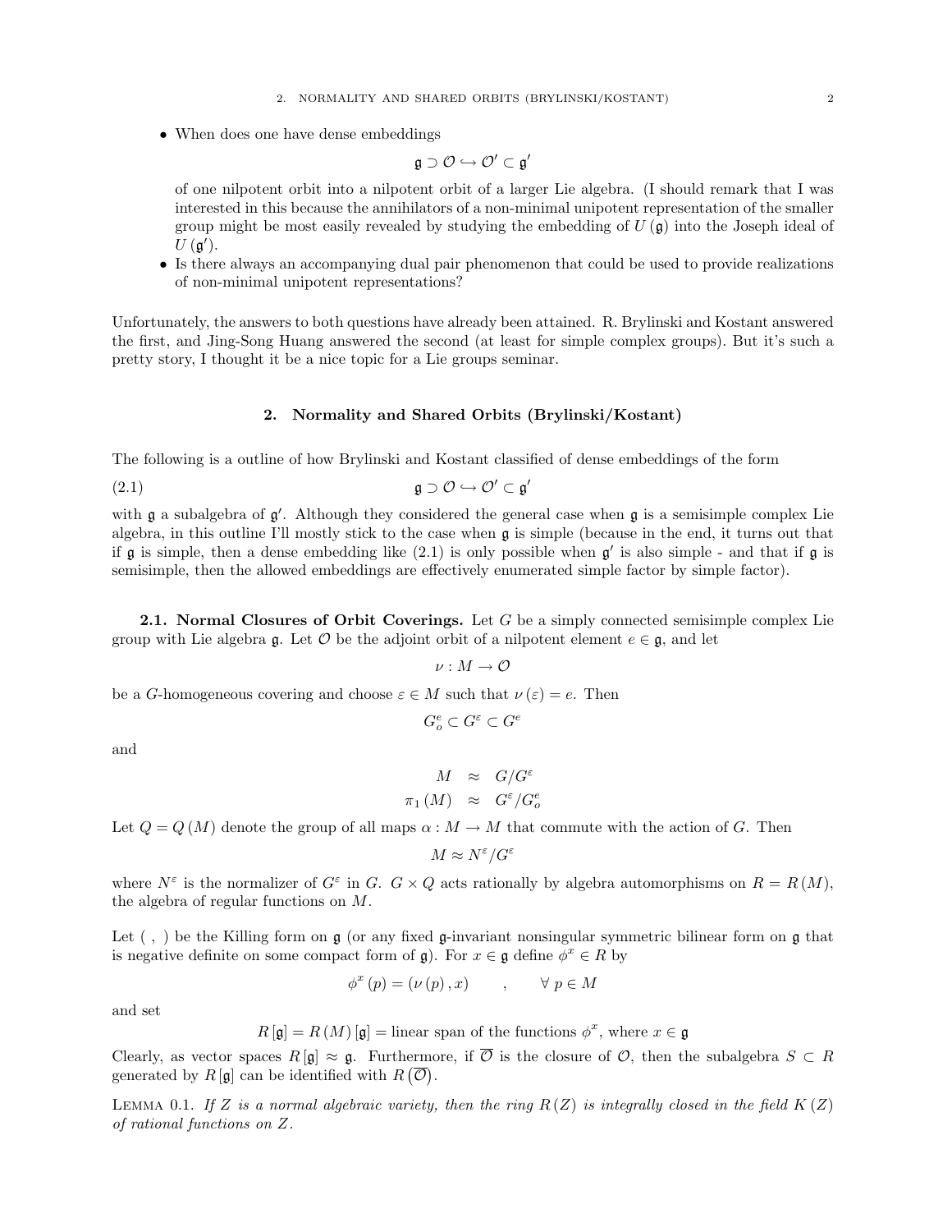- When does one have dense embeddings

$$\mathfrak{g} \supset \mathcal{O} \hookrightarrow \mathcal{O}' \subset \mathfrak{g}'$$

of one nilpotent orbit into a nilpotent orbit of a larger Lie algebra. (I should remark that I was interested in this because the annihilators of a non-minimal unipotent representation of the smaller group might be most easily revealed by studying the embedding of $U(\mathfrak{g})$ into the Joseph ideal of $U(\mathfrak{g}')$.
- Is there always an accompanying dual pair phenomenon that could be used to provide realizations of non-minimal unipotent representations?

Unfortunately, the answers to both questions have already been attained. R. Brylinski and Kostant answered the first, and Jing-Song Huang answered the second (at least for simple complex groups). But it's such a pretty story, I thought it be a nice topic for a Lie groups seminar.

## 2. Normality and Shared Orbits (Brylinski/Kostant)

The following is a outline of how Brylinski and Kostant classified of dense embeddings of the form

$$\mathfrak{g} \supset \mathcal{O} \hookrightarrow \mathcal{O}' \subset \mathfrak{g}' \tag{2.1}$$

with $\mathfrak{g}$ a subalgebra of $\mathfrak{g}'$. Although they considered the general case when $\mathfrak{g}$ is a semisimple complex Lie algebra, in this outline I'll mostly stick to the case when $\mathfrak{g}$ is simple (because in the end, it turns out that if $\mathfrak{g}$ is simple, then a dense embedding like (2.1) is only possible when $\mathfrak{g}'$ is also simple - and that if $\mathfrak{g}$ is semisimple, then the allowed embeddings are effectively enumerated simple factor by simple factor).

### 2.1. Normal Closures of Orbit Coverings.

Let $G$ be a simply connected semisimple complex Lie group with Lie algebra $\mathfrak{g}$. Let $\mathcal{O}$ be the adjoint orbit of a nilpotent element $e \in \mathfrak{g}$, and let

$$\nu : M \to \mathcal{O}$$

be a $G$-homogeneous covering and choose $\varepsilon \in M$ such that $\nu(\varepsilon) = e$. Then

$$G_o^e \subset G^\varepsilon \subset G^e$$

and

$$\begin{aligned} M &\approx G/G^\varepsilon \\ \pi_1(M) &\approx G^\varepsilon / G_o^e \end{aligned}$$

Let $Q = Q(M)$ denote the group of all maps $\alpha : M \to M$ that commute with the action of $G$. Then

$$M \approx N^\varepsilon / G^\varepsilon$$

where $N^\varepsilon$ is the normalizer of $G^\varepsilon$ in $G$. $G \times Q$ acts rationally by algebra automorphisms on $R = R(M)$, the algebra of regular functions on $M$.

Let $(\ ,\ )$ be the Killing form on $\mathfrak{g}$ (or any fixed $\mathfrak{g}$-invariant nonsingular symmetric bilinear form on $\mathfrak{g}$ that is negative definite on some compact form of $\mathfrak{g}$). For $x \in \mathfrak{g}$ define $\phi^x \in R$ by

$$\phi^x(p) = (\nu(p), x) \qquad , \qquad \forall\ p \in M$$

and set

$$R[\mathfrak{g}] = R(M)[\mathfrak{g}] = \text{linear span of the functions } \phi^x, \text{ where } x \in \mathfrak{g}$$

Clearly, as vector spaces $R[\mathfrak{g}] \approx \mathfrak{g}$. Furthermore, if $\overline{\mathcal{O}}$ is the closure of $\mathcal{O}$, then the subalgebra $S \subset R$ generated by $R[\mathfrak{g}]$ can be identified with $R(\overline{\mathcal{O}})$.

Lemma 0.1. *If $Z$ is a normal algebraic variety, then the ring $R(Z)$ is integrally closed in the field $K(Z)$ of rational functions on $Z$.*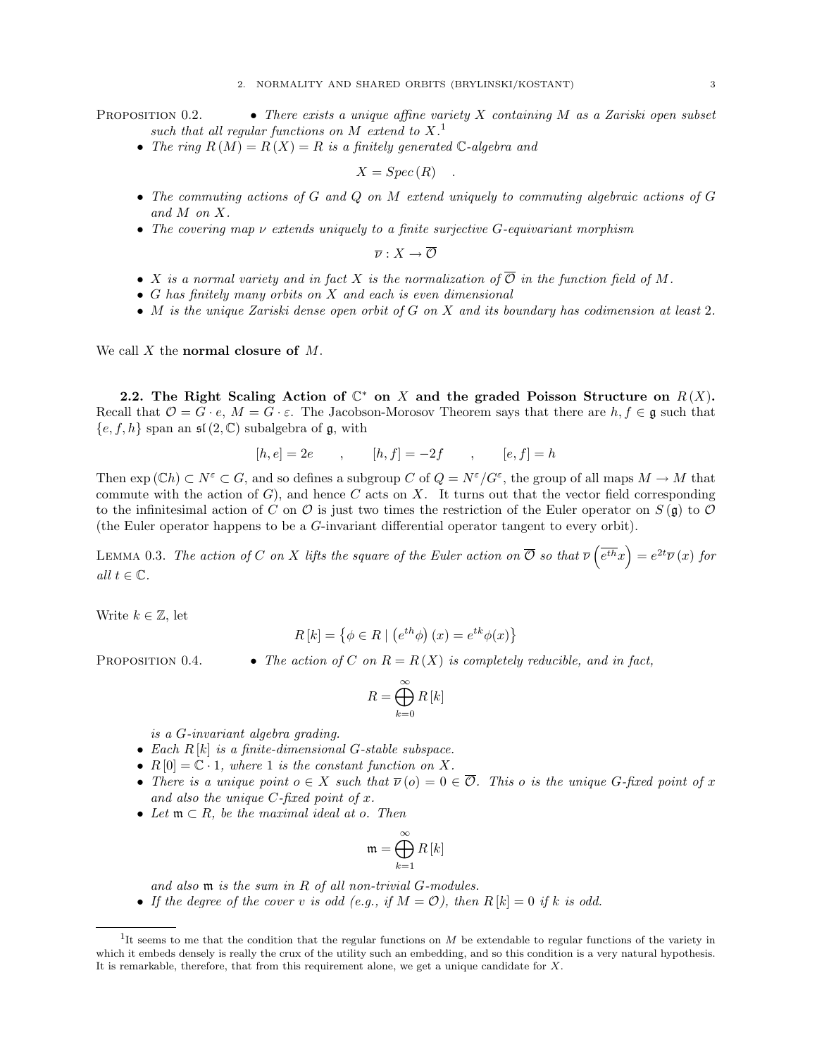**Proposition 0.2.**

- *There exists a unique affine variety $X$ containing $M$ as a Zariski open subset such that all regular functions on $M$ extend to $X$.*[1]
- *The ring $R(M) = R(X) = R$ is a finitely generated $\mathbb{C}$-algebra and*

$$X = Spec(R) \quad .$$

- *The commuting actions of $G$ and $Q$ on $M$ extend uniquely to commuting algebraic actions of $G$ and $M$ on $X$.*
- *The covering map $\nu$ extends uniquely to a finite surjective $G$-equivariant morphism*

$$\overline{\nu} : X \to \overline{\mathcal{O}}$$

- *$X$ is a normal variety and in fact $X$ is the normalization of $\overline{\mathcal{O}}$ in the function field of $M$.*
- *$G$ has finitely many orbits on $X$ and each is even dimensional*
- *$M$ is the unique Zariski dense open orbit of $G$ on $X$ and its boundary has codimension at least 2.*

We call $X$ the **normal closure of** $M$.

### 2.2. The Right Scaling Action of $\mathbb{C}^*$ on $X$ and the graded Poisson Structure on $R(X)$.

Recall that $\mathcal{O} = G \cdot e$, $M = G \cdot \varepsilon$. The Jacobson-Morosov Theorem says that there are $h, f \in \mathfrak{g}$ such that $\{e, f, h\}$ span an $\mathfrak{sl}(2, \mathbb{C})$ subalgebra of $\mathfrak{g}$, with

$$[h, e] = 2e \qquad , \qquad [h, f] = -2f \qquad , \qquad [e, f] = h$$

Then $\exp(\mathbb{C}h) \subset N^{\varepsilon} \subset G$, and so defines a subgroup $C$ of $Q = N^{\varepsilon}/G^{\varepsilon}$, the group of all maps $M \to M$ that commute with the action of $G$), and hence $C$ acts on $X$. It turns out that the vector field corresponding to the infinitesimal action of $C$ on $\mathcal{O}$ is just two times the restriction of the Euler operator on $S(\mathfrak{g})$ to $\mathcal{O}$ (the Euler operator happens to be a $G$-invariant differential operator tangent to every orbit).

**Lemma 0.3.** *The action of $C$ on $X$ lifts the square of the Euler action on $\overline{\mathcal{O}}$ so that $\overline{\nu}\left(\overline{e^{th}x}\right) = e^{2t}\overline{\nu}(x)$ for all $t \in \mathbb{C}$.*

Write $k \in \mathbb{Z}$, let

$$R[k] = \left\{ \phi \in R \mid \left(e^{th}\phi\right)(x) = e^{tk}\phi(x) \right\}$$

**Proposition 0.4.**

- *The action of $C$ on $R = R(X)$ is completely reducible, and in fact,*

$$R = \bigoplus_{k=0}^{\infty} R[k]$$

  *is a $G$-invariant algebra grading.*
- *Each $R[k]$ is a finite-dimensional $G$-stable subspace.*
- *$R[0] = \mathbb{C} \cdot 1$, where $1$ is the constant function on $X$.*
- *There is a unique point $o \in X$ such that $\overline{\nu}(o) = 0 \in \overline{\mathcal{O}}$. This $o$ is the unique $G$-fixed point of $x$ and also the unique $C$-fixed point of $x$.*
- *Let $\mathfrak{m} \subset R$, be the maximal ideal at $o$. Then*

$$\mathfrak{m} = \bigoplus_{k=1}^{\infty} R[k]$$

  *and also $\mathfrak{m}$ is the sum in $R$ of all non-trivial $G$-modules.*
- *If the degree of the cover $v$ is odd (e.g., if $M = \mathcal{O}$), then $R[k] = 0$ if $k$ is odd.*

---

[1] It seems to me that the condition that the regular functions on $M$ be extendable to regular functions of the variety in which it embeds densely is really the crux of the utility such an embedding, and so this condition is a very natural hypothesis. It is remarkable, therefore, that from this requirement alone, we get a unique candidate for $X$.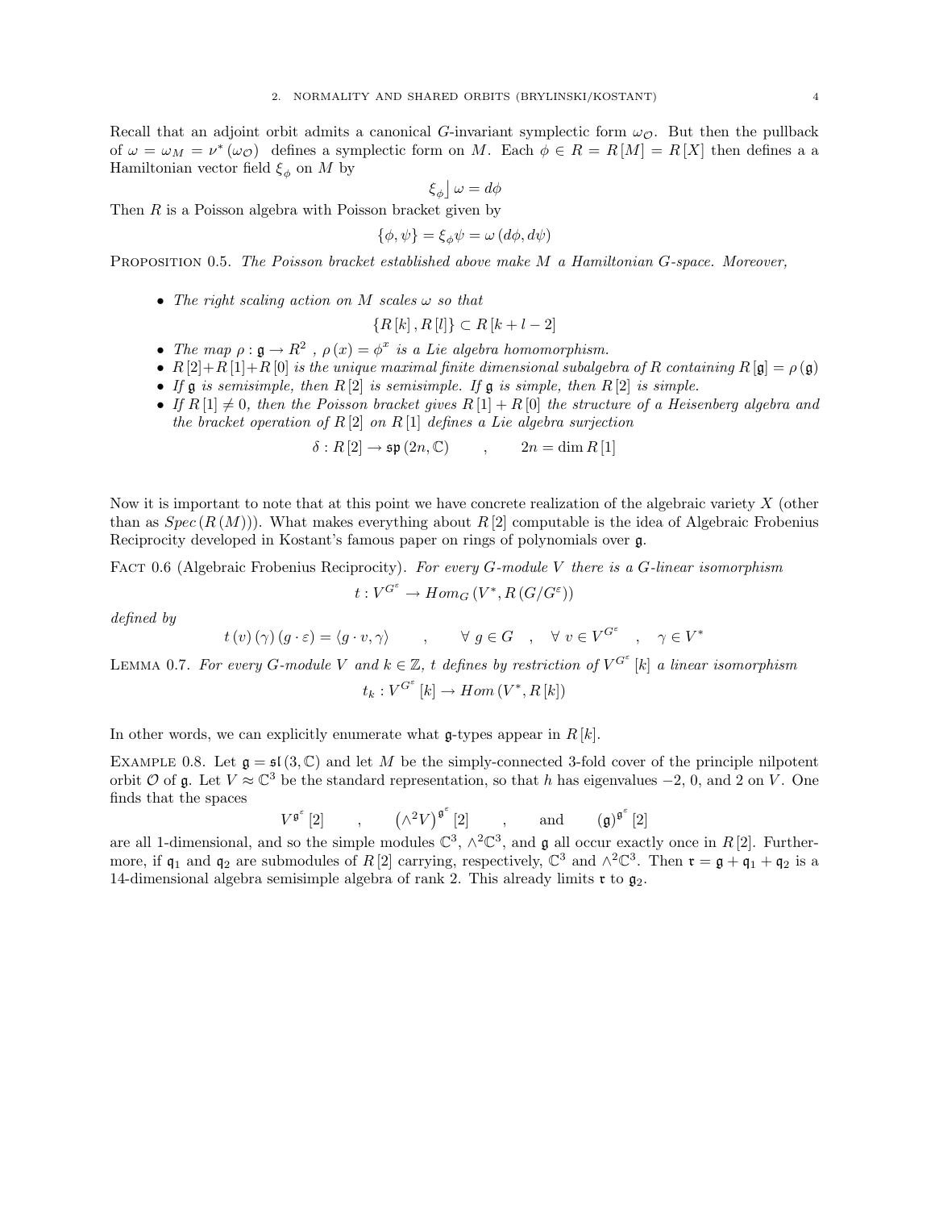Recall that an adjoint orbit admits a canonical $G$-invariant symplectic form $\omega_{\mathcal{O}}$. But then the pullback of $\omega = \omega_M = \nu^*(\omega_{\mathcal{O}})$ defines a symplectic form on $M$. Each $\phi \in R = R[M] = R[X]$ then defines a a Hamiltonian vector field $\xi_\phi$ on $M$ by

$$\xi_\phi \rfloor \omega = d\phi$$

Then $R$ is a Poisson algebra with Poisson bracket given by

$$\{\phi, \psi\} = \xi_\phi \psi = \omega(d\phi, d\psi)$$

Proposition 0.5. *The Poisson bracket established above make $M$ a Hamiltonian $G$-space. Moreover,*

- *The right scaling action on $M$ scales $\omega$ so that*

$$\{R[k], R[l]\} \subset R[k+l-2]$$

- *The map $\rho : \mathfrak{g} \to R^2$ , $\rho(x) = \phi^x$ is a Lie algebra homomorphism.*
- *$R[2]+R[1]+R[0]$ is the unique maximal finite dimensional subalgebra of $R$ containing $R[\mathfrak{g}] = \rho(\mathfrak{g})$*
- *If $\mathfrak{g}$ is semisimple, then $R[2]$ is semisimple. If $\mathfrak{g}$ is simple, then $R[2]$ is simple.*
- *If $R[1] \neq 0$, then the Poisson bracket gives $R[1] + R[0]$ the structure of a Heisenberg algebra and the bracket operation of $R[2]$ on $R[1]$ defines a Lie algebra surjection*

$$\delta : R[2] \to \mathfrak{sp}(2n, \mathbb{C}) \qquad , \qquad 2n = \dim R[1]$$

Now it is important to note that at this point we have concrete realization of the algebraic variety $X$ (other than as $Spec(R(M))$). What makes everything about $R[2]$ computable is the idea of Algebraic Frobenius Reciprocity developed in Kostant's famous paper on rings of polynomials over $\mathfrak{g}$.

Fact 0.6 (Algebraic Frobenius Reciprocity). *For every $G$-module $V$ there is a $G$-linear isomorphism*

$$t : V^{G^\varepsilon} \to Hom_G(V^*, R(G/G^\varepsilon))$$

*defined by*

$$t(v)(\gamma)(g \cdot \varepsilon) = \langle g \cdot v, \gamma \rangle \qquad , \qquad \forall\ g \in G \quad , \quad \forall\ v \in V^{G^\varepsilon} \quad , \quad \gamma \in V^*$$

Lemma 0.7. *For every $G$-module $V$ and $k \in \mathbb{Z}$, $t$ defines by restriction of $V^{G^\varepsilon}[k]$ a linear isomorphism*

$$t_k : V^{G^\varepsilon}[k] \to Hom(V^*, R[k])$$

In other words, we can explicitly enumerate what $\mathfrak{g}$-types appear in $R[k]$.

Example 0.8. Let $\mathfrak{g} = \mathfrak{sl}(3, \mathbb{C})$ and let $M$ be the simply-connected 3-fold cover of the principle nilpotent orbit $\mathcal{O}$ of $\mathfrak{g}$. Let $V \approx \mathbb{C}^3$ be the standard representation, so that $h$ has eigenvalues $-2$, 0, and 2 on $V$. One finds that the spaces

$$V^{\mathfrak{g}^\varepsilon}[2] \qquad , \qquad \left(\wedge^2 V\right)^{\mathfrak{g}^\varepsilon}[2] \qquad , \qquad \text{and} \qquad (\mathfrak{g})^{\mathfrak{g}^\varepsilon}[2]$$

are all 1-dimensional, and so the simple modules $\mathbb{C}^3$, $\wedge^2\mathbb{C}^3$, and $\mathfrak{g}$ all occur exactly once in $R[2]$. Furthermore, if $\mathfrak{q}_1$ and $\mathfrak{q}_2$ are submodules of $R[2]$ carrying, respectively, $\mathbb{C}^3$ and $\wedge^2\mathbb{C}^3$. Then $\mathfrak{r} = \mathfrak{g} + \mathfrak{q}_1 + \mathfrak{q}_2$ is a 14-dimensional algebra semisimple algebra of rank 2. This already limits $\mathfrak{r}$ to $\mathfrak{g}_2$.